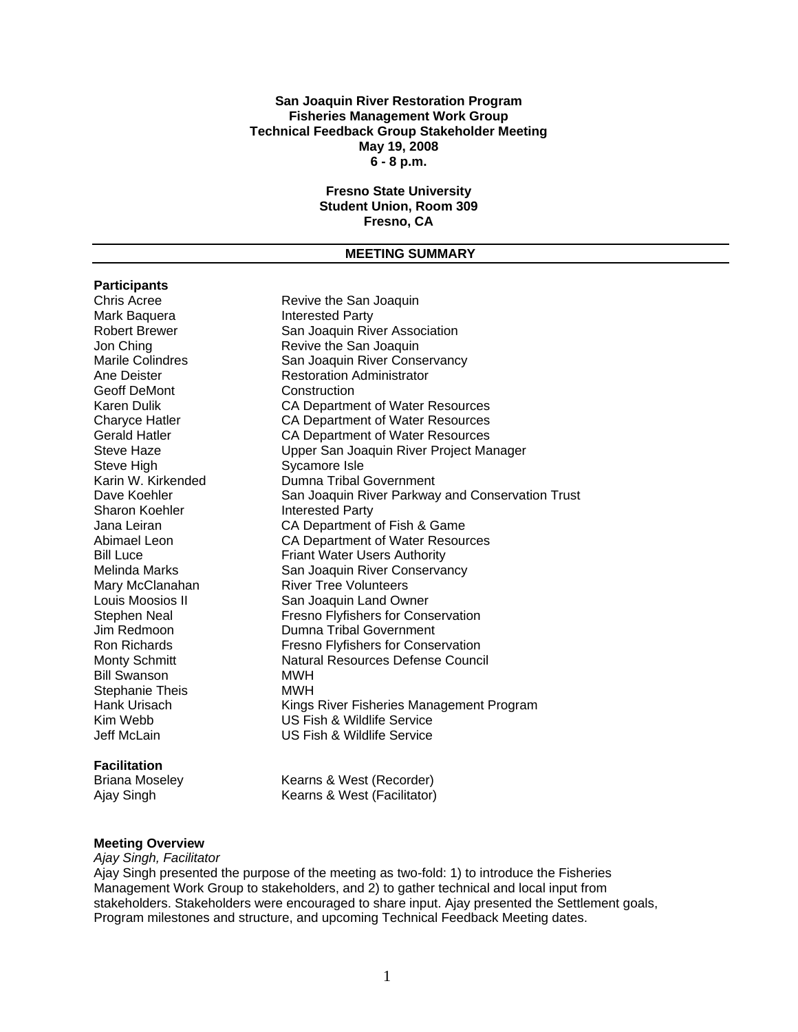**San Joaquin River Restoration Program**
**Fisheries Management Work Group**
**Technical Feedback Group Stakeholder Meeting**
**May 19, 2008**
**6 - 8 p.m.**

**Fresno State University**
**Student Union, Room 309**
**Fresno, CA**

---

## MEETING SUMMARY

---

### Participants

| | |
|---|---|
| Chris Acree | Revive the San Joaquin |
| Mark Baquera | Interested Party |
| Robert Brewer | San Joaquin River Association |
| Jon Ching | Revive the San Joaquin |
| Marile Colindres | San Joaquin River Conservancy |
| Ane Deister | Restoration Administrator |
| Geoff DeMont | Construction |
| Karen Dulik | CA Department of Water Resources |
| Charyce Hatler | CA Department of Water Resources |
| Gerald Hatler | CA Department of Water Resources |
| Steve Haze | Upper San Joaquin River Project Manager |
| Steve High | Sycamore Isle |
| Karin W. Kirkended | Dumna Tribal Government |
| Dave Koehler | San Joaquin River Parkway and Conservation Trust |
| Sharon Koehler | Interested Party |
| Jana Leiran | CA Department of Fish & Game |
| Abimael Leon | CA Department of Water Resources |
| Bill Luce | Friant Water Users Authority |
| Melinda Marks | San Joaquin River Conservancy |
| Mary McClanahan | River Tree Volunteers |
| Louis Moosios II | San Joaquin Land Owner |
| Stephen Neal | Fresno Flyfishers for Conservation |
| Jim Redmoon | Dumna Tribal Government |
| Ron Richards | Fresno Flyfishers for Conservation |
| Monty Schmitt | Natural Resources Defense Council |
| Bill Swanson | MWH |
| Stephanie Theis | MWH |
| Hank Urisach | Kings River Fisheries Management Program |
| Kim Webb | US Fish & Wildlife Service |
| Jeff McLain | US Fish & Wildlife Service |

### Facilitation

| | |
|---|---|
| Briana Moseley | Kearns & West (Recorder) |
| Ajay Singh | Kearns & West (Facilitator) |

### Meeting Overview

*Ajay Singh, Facilitator*

Ajay Singh presented the purpose of the meeting as two-fold: 1) to introduce the Fisheries Management Work Group to stakeholders, and 2) to gather technical and local input from stakeholders. Stakeholders were encouraged to share input. Ajay presented the Settlement goals, Program milestones and structure, and upcoming Technical Feedback Meeting dates.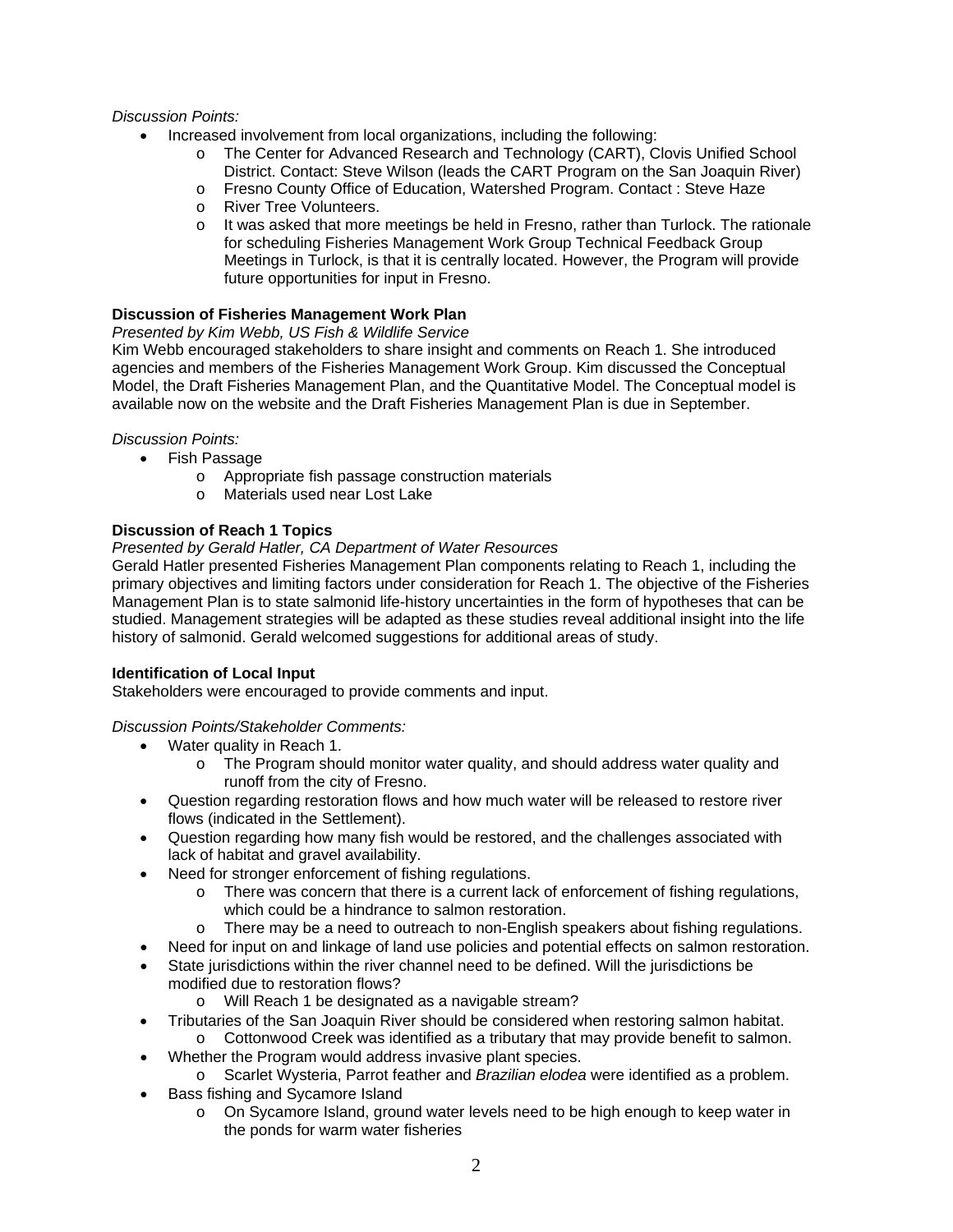*Discussion Points:*

- Increased involvement from local organizations, including the following:
  - The Center for Advanced Research and Technology (CART), Clovis Unified School District. Contact: Steve Wilson (leads the CART Program on the San Joaquin River)
  - Fresno County Office of Education, Watershed Program. Contact : Steve Haze
  - River Tree Volunteers.
  - It was asked that more meetings be held in Fresno, rather than Turlock. The rationale for scheduling Fisheries Management Work Group Technical Feedback Group Meetings in Turlock, is that it is centrally located. However, the Program will provide future opportunities for input in Fresno.

**Discussion of Fisheries Management Work Plan**

*Presented by Kim Webb, US Fish & Wildlife Service*

Kim Webb encouraged stakeholders to share insight and comments on Reach 1. She introduced agencies and members of the Fisheries Management Work Group. Kim discussed the Conceptual Model, the Draft Fisheries Management Plan, and the Quantitative Model. The Conceptual model is available now on the website and the Draft Fisheries Management Plan is due in September.

*Discussion Points:*

- Fish Passage
  - Appropriate fish passage construction materials
  - Materials used near Lost Lake

**Discussion of Reach 1 Topics**

*Presented by Gerald Hatler, CA Department of Water Resources*

Gerald Hatler presented Fisheries Management Plan components relating to Reach 1, including the primary objectives and limiting factors under consideration for Reach 1. The objective of the Fisheries Management Plan is to state salmonid life-history uncertainties in the form of hypotheses that can be studied. Management strategies will be adapted as these studies reveal additional insight into the life history of salmonid. Gerald welcomed suggestions for additional areas of study.

**Identification of Local Input**

Stakeholders were encouraged to provide comments and input.

*Discussion Points/Stakeholder Comments:*

- Water quality in Reach 1.
  - The Program should monitor water quality, and should address water quality and runoff from the city of Fresno.
- Question regarding restoration flows and how much water will be released to restore river flows (indicated in the Settlement).
- Question regarding how many fish would be restored, and the challenges associated with lack of habitat and gravel availability.
- Need for stronger enforcement of fishing regulations.
  - There was concern that there is a current lack of enforcement of fishing regulations, which could be a hindrance to salmon restoration.
  - There may be a need to outreach to non-English speakers about fishing regulations.
- Need for input on and linkage of land use policies and potential effects on salmon restoration.
- State jurisdictions within the river channel need to be defined. Will the jurisdictions be modified due to restoration flows?
  - Will Reach 1 be designated as a navigable stream?
- Tributaries of the San Joaquin River should be considered when restoring salmon habitat.
  - Cottonwood Creek was identified as a tributary that may provide benefit to salmon.
- Whether the Program would address invasive plant species.
  - Scarlet Wysteria, Parrot feather and *Brazilian elodea* were identified as a problem.
- Bass fishing and Sycamore Island
  - On Sycamore Island, ground water levels need to be high enough to keep water in the ponds for warm water fisheries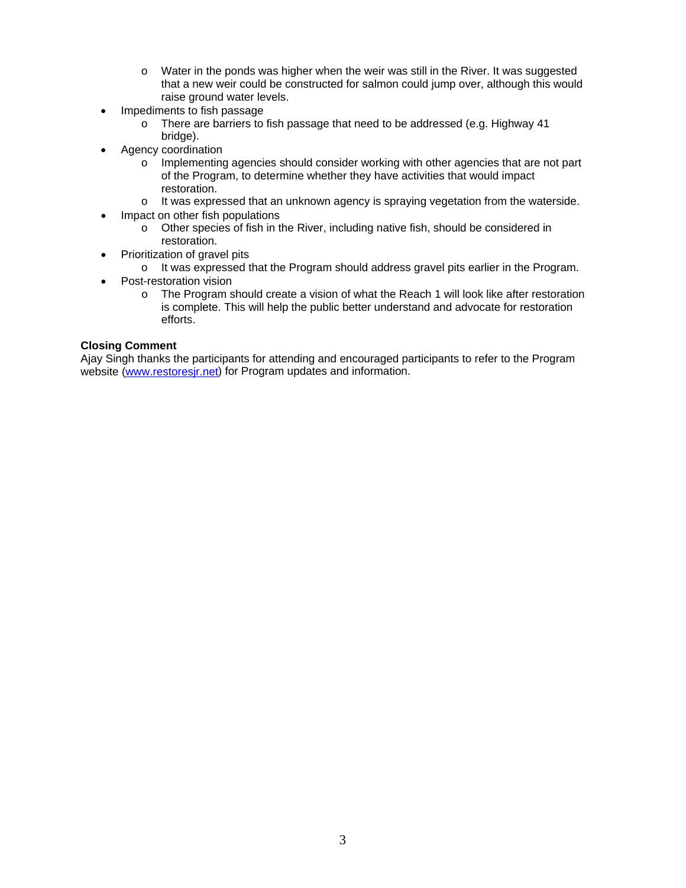- Water in the ponds was higher when the weir was still in the River. It was suggested that a new weir could be constructed for salmon could jump over, although this would raise ground water levels.
- Impediments to fish passage
    - There are barriers to fish passage that need to be addressed (e.g. Highway 41 bridge).
- Agency coordination
    - Implementing agencies should consider working with other agencies that are not part of the Program, to determine whether they have activities that would impact restoration.
    - It was expressed that an unknown agency is spraying vegetation from the waterside.
- Impact on other fish populations
    - Other species of fish in the River, including native fish, should be considered in restoration.
- Prioritization of gravel pits
    - It was expressed that the Program should address gravel pits earlier in the Program.
- Post-restoration vision
    - The Program should create a vision of what the Reach 1 will look like after restoration is complete. This will help the public better understand and advocate for restoration efforts.

**Closing Comment**

Ajay Singh thanks the participants for attending and encouraged participants to refer to the Program website (www.restoresjr.net) for Program updates and information.